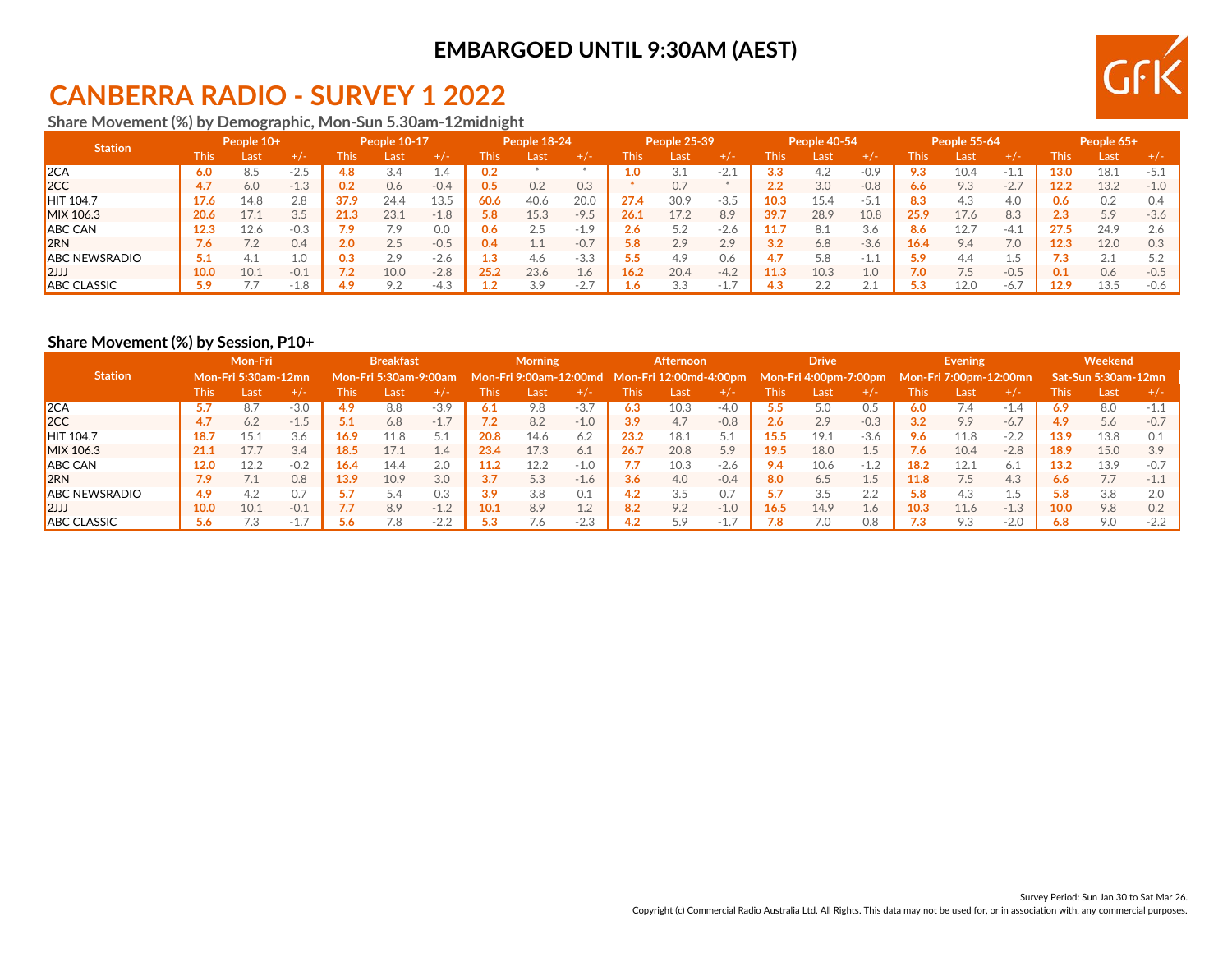**EMBARGOED UNTIL 9:30AM (AEST)**

# CANBERRA RADIO - SURVEY 1 2022

## Share Movement (%) by Demographic, Mon-Sun 5.30am-12midnight

| Station | People 10+ | | | People 10-17 | | | People 18-24 | | | People 25-39 | | | People 40-54 | | | People 55-64 | | | People 65+ | | |
|---|---|---|---|---|---|---|---|---|---|---|---|---|---|---|---|---|---|---|---|---|---|
| | This | Last | +/- | This | Last | +/- | This | Last | +/- | This | Last | +/- | This | Last | +/- | This | Last | +/- | This | Last | +/- |
| 2CA | 6.0 | 8.5 | -2.5 | 4.8 | 3.4 | 1.4 | 0.2 | * | * | 1.0 | 3.1 | -2.1 | 3.3 | 4.2 | -0.9 | 9.3 | 10.4 | -1.1 | 13.0 | 18.1 | -5.1 |
| 2CC | 4.7 | 6.0 | -1.3 | 0.2 | 0.6 | -0.4 | 0.5 | 0.2 | 0.3 | * | 0.7 | * | 2.2 | 3.0 | -0.8 | 6.6 | 9.3 | -2.7 | 12.2 | 13.2 | -1.0 |
| HIT 104.7 | 17.6 | 14.8 | 2.8 | 37.9 | 24.4 | 13.5 | 60.6 | 40.6 | 20.0 | 27.4 | 30.9 | -3.5 | 10.3 | 15.4 | -5.1 | 8.3 | 4.3 | 4.0 | 0.6 | 0.2 | 0.4 |
| MIX 106.3 | 20.6 | 17.1 | 3.5 | 21.3 | 23.1 | -1.8 | 5.8 | 15.3 | -9.5 | 26.1 | 17.2 | 8.9 | 39.7 | 28.9 | 10.8 | 25.9 | 17.6 | 8.3 | 2.3 | 5.9 | -3.6 |
| ABC CAN | 12.3 | 12.6 | -0.3 | 7.9 | 7.9 | 0.0 | 0.6 | 2.5 | -1.9 | 2.6 | 5.2 | -2.6 | 11.7 | 8.1 | 3.6 | 8.6 | 12.7 | -4.1 | 27.5 | 24.9 | 2.6 |
| 2RN | 7.6 | 7.2 | 0.4 | 2.0 | 2.5 | -0.5 | 0.4 | 1.1 | -0.7 | 5.8 | 2.9 | 2.9 | 3.2 | 6.8 | -3.6 | 16.4 | 9.4 | 7.0 | 12.3 | 12.0 | 0.3 |
| ABC NEWSRADIO | 5.1 | 4.1 | 1.0 | 0.3 | 2.9 | -2.6 | 1.3 | 4.6 | -3.3 | 5.5 | 4.9 | 0.6 | 4.7 | 5.8 | -1.1 | 5.9 | 4.4 | 1.5 | 7.3 | 2.1 | 5.2 |
| 2JJJ | 10.0 | 10.1 | -0.1 | 7.2 | 10.0 | -2.8 | 25.2 | 23.6 | 1.6 | 16.2 | 20.4 | -4.2 | 11.3 | 10.3 | 1.0 | 7.0 | 7.5 | -0.5 | 0.1 | 0.6 | -0.5 |
| ABC CLASSIC | 5.9 | 7.7 | -1.8 | 4.9 | 9.2 | -4.3 | 1.2 | 3.9 | -2.7 | 1.6 | 3.3 | -1.7 | 4.3 | 2.2 | 2.1 | 5.3 | 12.0 | -6.7 | 12.9 | 13.5 | -0.6 |

## Share Movement (%) by Session, P10+

| Station | Mon-Fri Mon-Fri 5:30am-12mn | | | Breakfast Mon-Fri 5:30am-9:00am | | | Morning Mon-Fri 9:00am-12:00md | | | Afternoon Mon-Fri 12:00md-4:00pm | | | Drive Mon-Fri 4:00pm-7:00pm | | | Evening Mon-Fri 7:00pm-12:00mn | | | Weekend Sat-Sun 5:30am-12mn | | |
|---|---|---|---|---|---|---|---|---|---|---|---|---|---|---|---|---|---|---|---|---|---|
| | This | Last | +/- | This | Last | +/- | This | Last | +/- | This | Last | +/- | This | Last | +/- | This | Last | +/- | This | Last | +/- |
| 2CA | 5.7 | 8.7 | -3.0 | 4.9 | 8.8 | -3.9 | 6.1 | 9.8 | -3.7 | 6.3 | 10.3 | -4.0 | 5.5 | 5.0 | 0.5 | 6.0 | 7.4 | -1.4 | 6.9 | 8.0 | -1.1 |
| 2CC | 4.7 | 6.2 | -1.5 | 5.1 | 6.8 | -1.7 | 7.2 | 8.2 | -1.0 | 3.9 | 4.7 | -0.8 | 2.6 | 2.9 | -0.3 | 3.2 | 9.9 | -6.7 | 4.9 | 5.6 | -0.7 |
| HIT 104.7 | 18.7 | 15.1 | 3.6 | 16.9 | 11.8 | 5.1 | 20.8 | 14.6 | 6.2 | 23.2 | 18.1 | 5.1 | 15.5 | 19.1 | -3.6 | 9.6 | 11.8 | -2.2 | 13.9 | 13.8 | 0.1 |
| MIX 106.3 | 21.1 | 17.7 | 3.4 | 18.5 | 17.1 | 1.4 | 23.4 | 17.3 | 6.1 | 26.7 | 20.8 | 5.9 | 19.5 | 18.0 | 1.5 | 7.6 | 10.4 | -2.8 | 18.9 | 15.0 | 3.9 |
| ABC CAN | 12.0 | 12.2 | -0.2 | 16.4 | 14.4 | 2.0 | 11.2 | 12.2 | -1.0 | 7.7 | 10.3 | -2.6 | 9.4 | 10.6 | -1.2 | 18.2 | 12.1 | 6.1 | 13.2 | 13.9 | -0.7 |
| 2RN | 7.9 | 7.1 | 0.8 | 13.9 | 10.9 | 3.0 | 3.7 | 5.3 | -1.6 | 3.6 | 4.0 | -0.4 | 8.0 | 6.5 | 1.5 | 11.8 | 7.5 | 4.3 | 6.6 | 7.7 | -1.1 |
| ABC NEWSRADIO | 4.9 | 4.2 | 0.7 | 5.7 | 5.4 | 0.3 | 3.9 | 3.8 | 0.1 | 4.2 | 3.5 | 0.7 | 5.7 | 3.5 | 2.2 | 5.8 | 4.3 | 1.5 | 5.8 | 3.8 | 2.0 |
| 2JJJ | 10.0 | 10.1 | -0.1 | 7.7 | 8.9 | -1.2 | 10.1 | 8.9 | 1.2 | 8.2 | 9.2 | -1.0 | 16.5 | 14.9 | 1.6 | 10.3 | 11.6 | -1.3 | 10.0 | 9.8 | 0.2 |
| ABC CLASSIC | 5.6 | 7.3 | -1.7 | 5.6 | 7.8 | -2.2 | 5.3 | 7.6 | -2.3 | 4.2 | 5.9 | -1.7 | 7.8 | 7.0 | 0.8 | 7.3 | 9.3 | -2.0 | 6.8 | 9.0 | -2.2 |

Survey Period: Sun Jan 30 to Sat Mar 26.

Copyright (c) Commercial Radio Australia Ltd. All Rights. This data may not be used for, or in association with, any commercial purposes.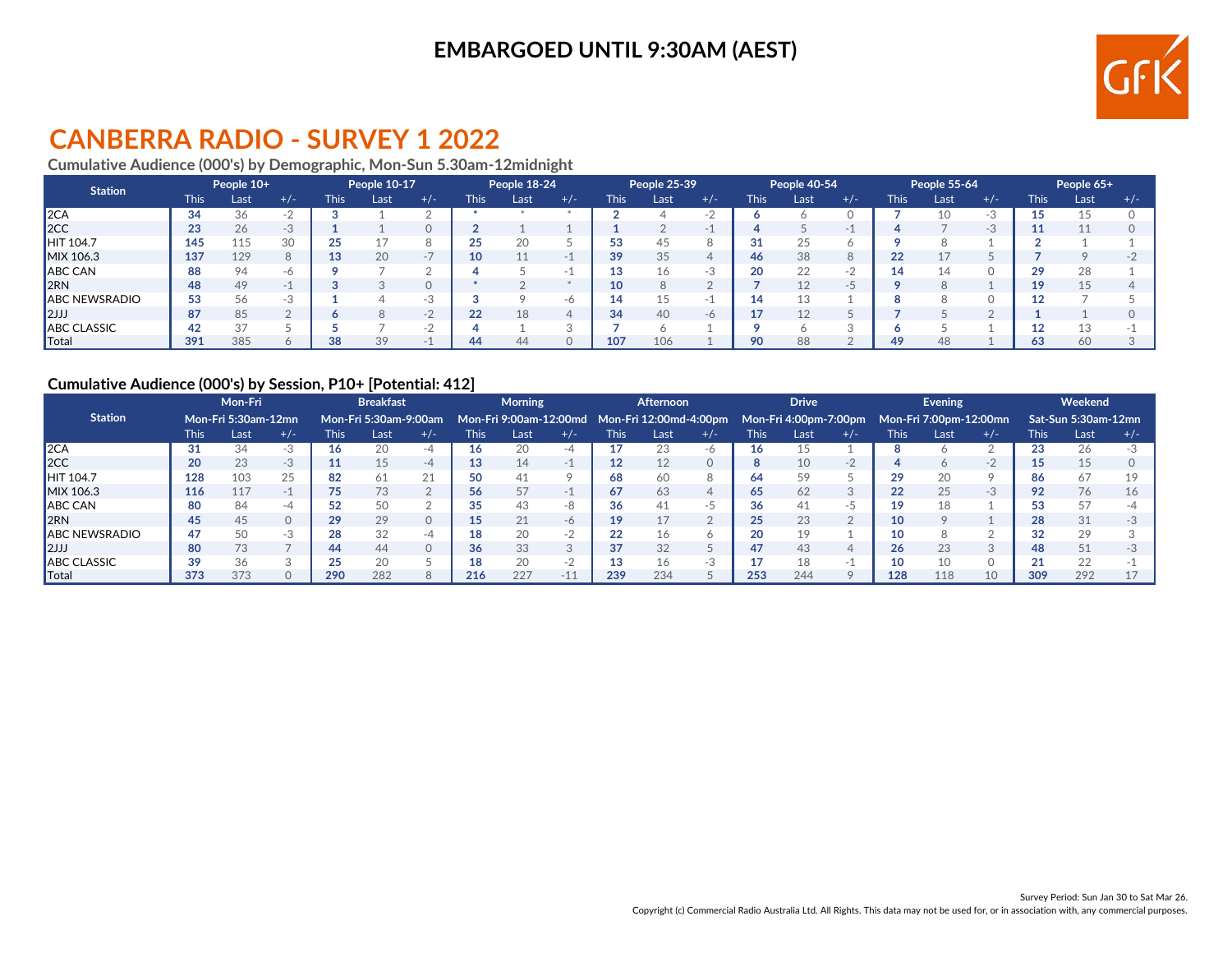**EMBARGOED UNTIL 9:30AM (AEST)**

# CANBERRA RADIO - SURVEY 1 2022

### Cumulative Audience (000's) by Demographic, Mon-Sun 5.30am-12midnight

| Station | People 10+ | | | People 10-17 | | | People 18-24 | | | People 25-39 | | | People 40-54 | | | People 55-64 | | | People 65+ | | |
|---|---|---|---|---|---|---|---|---|---|---|---|---|---|---|---|---|---|---|---|---|---|
| | This | Last | +/- | This | Last | +/- | This | Last | +/- | This | Last | +/- | This | Last | +/- | This | Last | +/- | This | Last | +/- |
| 2CA | 34 | 36 | -2 | 3 | 1 | 2 | * | * | * | 2 | 4 | -2 | 6 | 6 | 0 | 7 | 10 | -3 | 15 | 15 | 0 |
| 2CC | 23 | 26 | -3 | 1 | 1 | 0 | 2 | 1 | 1 | 1 | 2 | -1 | 4 | 5 | -1 | 4 | 7 | -3 | 11 | 11 | 0 |
| HIT 104.7 | 145 | 115 | 30 | 25 | 17 | 8 | 25 | 20 | 5 | 53 | 45 | 8 | 31 | 25 | 6 | 9 | 8 | 1 | 2 | 1 | 1 |
| MIX 106.3 | 137 | 129 | 8 | 13 | 20 | -7 | 10 | 11 | -1 | 39 | 35 | 4 | 46 | 38 | 8 | 22 | 17 | 5 | 7 | 9 | -2 |
| ABC CAN | 88 | 94 | -6 | 9 | 7 | 2 | 4 | 5 | -1 | 13 | 16 | -3 | 20 | 22 | -2 | 14 | 14 | 0 | 29 | 28 | 1 |
| 2RN | 48 | 49 | -1 | 3 | 3 | 0 | * | 2 | * | 10 | 8 | 2 | 7 | 12 | -5 | 9 | 8 | 1 | 19 | 15 | 4 |
| ABC NEWSRADIO | 53 | 56 | -3 | 1 | 4 | -3 | 3 | 9 | -6 | 14 | 15 | -1 | 14 | 13 | 1 | 8 | 8 | 0 | 12 | 7 | 5 |
| 2JJJ | 87 | 85 | 2 | 6 | 8 | -2 | 22 | 18 | 4 | 34 | 40 | -6 | 17 | 12 | 5 | 7 | 5 | 2 | 1 | 1 | 0 |
| ABC CLASSIC | 42 | 37 | 5 | 5 | 7 | -2 | 4 | 1 | 3 | 7 | 6 | 1 | 9 | 6 | 3 | 6 | 5 | 1 | 12 | 13 | -1 |
| Total | 391 | 385 | 6 | 38 | 39 | -1 | 44 | 44 | 0 | 107 | 106 | 1 | 90 | 88 | 2 | 49 | 48 | 1 | 63 | 60 | 3 |

### Cumulative Audience (000's) by Session, P10+ [Potential: 412]

| Station | Mon-Fri Mon-Fri 5:30am-12mn | | | Breakfast Mon-Fri 5:30am-9:00am | | | Morning Mon-Fri 9:00am-12:00md | | | Afternoon Mon-Fri 12:00md-4:00pm | | | Drive Mon-Fri 4:00pm-7:00pm | | | Evening Mon-Fri 7:00pm-12:00mn | | | Weekend Sat-Sun 5:30am-12mn | | |
|---|---|---|---|---|---|---|---|---|---|---|---|---|---|---|---|---|---|---|---|---|---|
| | This | Last | +/- | This | Last | +/- | This | Last | +/- | This | Last | +/- | This | Last | +/- | This | Last | +/- | This | Last | +/- |
| 2CA | 31 | 34 | -3 | 16 | 20 | -4 | 16 | 20 | -4 | 17 | 23 | -6 | 16 | 15 | 1 | 8 | 6 | 2 | 23 | 26 | -3 |
| 2CC | 20 | 23 | -3 | 11 | 15 | -4 | 13 | 14 | -1 | 12 | 12 | 0 | 8 | 10 | -2 | 4 | 6 | -2 | 15 | 15 | 0 |
| HIT 104.7 | 128 | 103 | 25 | 82 | 61 | 21 | 50 | 41 | 9 | 68 | 60 | 8 | 64 | 59 | 5 | 29 | 20 | 9 | 86 | 67 | 19 |
| MIX 106.3 | 116 | 117 | -1 | 75 | 73 | 2 | 56 | 57 | -1 | 67 | 63 | 4 | 65 | 62 | 3 | 22 | 25 | -3 | 92 | 76 | 16 |
| ABC CAN | 80 | 84 | -4 | 52 | 50 | 2 | 35 | 43 | -8 | 36 | 41 | -5 | 36 | 41 | -5 | 19 | 18 | 1 | 53 | 57 | -4 |
| 2RN | 45 | 45 | 0 | 29 | 29 | 0 | 15 | 21 | -6 | 19 | 17 | 2 | 25 | 23 | 2 | 10 | 9 | 1 | 28 | 31 | -3 |
| ABC NEWSRADIO | 47 | 50 | -3 | 28 | 32 | -4 | 18 | 20 | -2 | 22 | 16 | 6 | 20 | 19 | 1 | 10 | 8 | 2 | 32 | 29 | 3 |
| 2JJJ | 80 | 73 | 7 | 44 | 44 | 0 | 36 | 33 | 3 | 37 | 32 | 5 | 47 | 43 | 4 | 26 | 23 | 3 | 48 | 51 | -3 |
| ABC CLASSIC | 39 | 36 | 3 | 25 | 20 | 5 | 18 | 20 | -2 | 13 | 16 | -3 | 17 | 18 | -1 | 10 | 10 | 0 | 21 | 22 | -1 |
| Total | 373 | 373 | 0 | 290 | 282 | 8 | 216 | 227 | -11 | 239 | 234 | 5 | 253 | 244 | 9 | 128 | 118 | 10 | 309 | 292 | 17 |

Survey Period: Sun Jan 30 to Sat Mar 26.

Copyright (c) Commercial Radio Australia Ltd. All Rights. This data may not be used for, or in association with, any commercial purposes.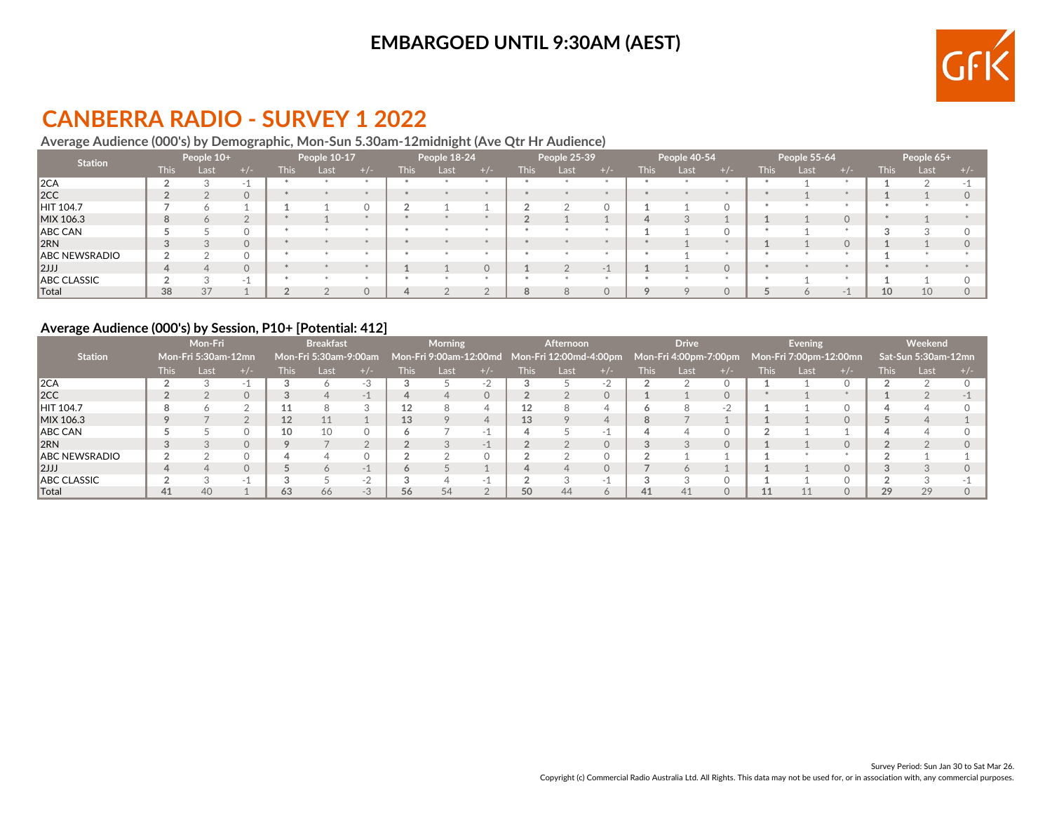EMBARGOED UNTIL 9:30AM (AEST)

# CANBERRA RADIO - SURVEY 1 2022

## Average Audience (000's) by Demographic, Mon-Sun 5.30am-12midnight (Ave Qtr Hr Audience)

| Station | People 10+ | | | People 10-17 | | | People 18-24 | | | People 25-39 | | | People 40-54 | | | People 55-64 | | | People 65+ | | |
|---|---|---|---|---|---|---|---|---|---|---|---|---|---|---|---|---|---|---|---|---|---|
| | This | Last | +/- | This | Last | +/- | This | Last | +/- | This | Last | +/- | This | Last | +/- | This | Last | +/- | This | Last | +/- |
| 2CA | 2 | 3 | -1 | * | * | * | * | * | * | * | * | * | * | * | * | * | 1 | * | 1 | 2 | -1 |
| 2CC | 2 | 2 | 0 | * | * | * | * | * | * | * | * | * | * | * | * | * | 1 | * | 1 | 1 | 0 |
| HIT 104.7 | 7 | 6 | 1 | 1 | 1 | 0 | 2 | 1 | 1 | 2 | 2 | 0 | 1 | 1 | 0 | * | * | * | * | * | * |
| MIX 106.3 | 8 | 6 | 2 | * | 1 | * | * | * | * | 2 | 1 | 1 | 4 | 3 | 1 | 1 | 1 | 0 | * | 1 | * |
| ABC CAN | 5 | 5 | 0 | * | * | * | * | * | * | * | * | * | 1 | 1 | 0 | * | 1 | * | 3 | 3 | 0 |
| 2RN | 3 | 3 | 0 | * | * | * | * | * | * | * | * | * | * | 1 | * | 1 | 1 | 0 | 1 | 1 | 0 |
| ABC NEWSRADIO | 2 | 2 | 0 | * | * | * | * | * | * | * | * | * | * | 1 | * | * | * | * | 1 | * | * |
| 2JJJ | 4 | 4 | 0 | * | * | * | 1 | 1 | 0 | 1 | 2 | -1 | 1 | 1 | 0 | * | * | * | * | * | * |
| ABC CLASSIC | 2 | 3 | -1 | * | * | * | * | * | * | * | * | * | * | * | * | * | 1 | * | 1 | 1 | 0 |
| Total | 38 | 37 | 1 | 2 | 2 | 0 | 4 | 2 | 2 | 8 | 8 | 0 | 9 | 9 | 0 | 5 | 6 | -1 | 10 | 10 | 0 |

## Average Audience (000's) by Session, P10+ [Potential: 412]

| Station | Mon-Fri Mon-Fri 5:30am-12mn | | | Breakfast Mon-Fri 5:30am-9:00am | | | Morning Mon-Fri 9:00am-12:00md | | | Afternoon Mon-Fri 12:00md-4:00pm | | | Drive Mon-Fri 4:00pm-7:00pm | | | Evening Mon-Fri 7:00pm-12:00mn | | | Weekend Sat-Sun 5:30am-12mn | | |
|---|---|---|---|---|---|---|---|---|---|---|---|---|---|---|---|---|---|---|---|---|---|
| | This | Last | +/- | This | Last | +/- | This | Last | +/- | This | Last | +/- | This | Last | +/- | This | Last | +/- | This | Last | +/- |
| 2CA | 2 | 3 | -1 | 3 | 6 | -3 | 3 | 5 | -2 | 3 | 5 | -2 | 2 | 2 | 0 | 1 | 1 | 0 | 2 | 2 | 0 |
| 2CC | 2 | 2 | 0 | 3 | 4 | -1 | 4 | 4 | 0 | 2 | 2 | 0 | 1 | 1 | 0 | * | 1 | * | 1 | 2 | -1 |
| HIT 104.7 | 8 | 6 | 2 | 11 | 8 | 3 | 12 | 8 | 4 | 12 | 8 | 4 | 6 | 8 | -2 | 1 | 1 | 0 | 4 | 4 | 0 |
| MIX 106.3 | 9 | 7 | 2 | 12 | 11 | 1 | 13 | 9 | 4 | 13 | 9 | 4 | 8 | 7 | 1 | 1 | 1 | 0 | 5 | 4 | 1 |
| ABC CAN | 5 | 5 | 0 | 10 | 10 | 0 | 6 | 7 | -1 | 4 | 5 | -1 | 4 | 4 | 0 | 2 | 1 | 1 | 4 | 4 | 0 |
| 2RN | 3 | 3 | 0 | 9 | 7 | 2 | 2 | 3 | -1 | 2 | 2 | 0 | 3 | 3 | 0 | 1 | 1 | 0 | 2 | 2 | 0 |
| ABC NEWSRADIO | 2 | 2 | 0 | 4 | 4 | 0 | 2 | 2 | 0 | 2 | 2 | 0 | 2 | 1 | 1 | 1 | * | * | 2 | 1 | 1 |
| 2JJJ | 4 | 4 | 0 | 5 | 6 | -1 | 6 | 5 | 1 | 4 | 4 | 0 | 7 | 6 | 1 | 1 | 1 | 0 | 3 | 3 | 0 |
| ABC CLASSIC | 2 | 3 | -1 | 3 | 5 | -2 | 3 | 4 | -1 | 2 | 3 | -1 | 3 | 3 | 0 | 1 | 1 | 0 | 2 | 3 | -1 |
| Total | 41 | 40 | 1 | 63 | 66 | -3 | 56 | 54 | 2 | 50 | 44 | 6 | 41 | 41 | 0 | 11 | 11 | 0 | 29 | 29 | 0 |

Survey Period: Sun Jan 30 to Sat Mar 26.

Copyright (c) Commercial Radio Australia Ltd. All Rights. This data may not be used for, or in association with, any commercial purposes.